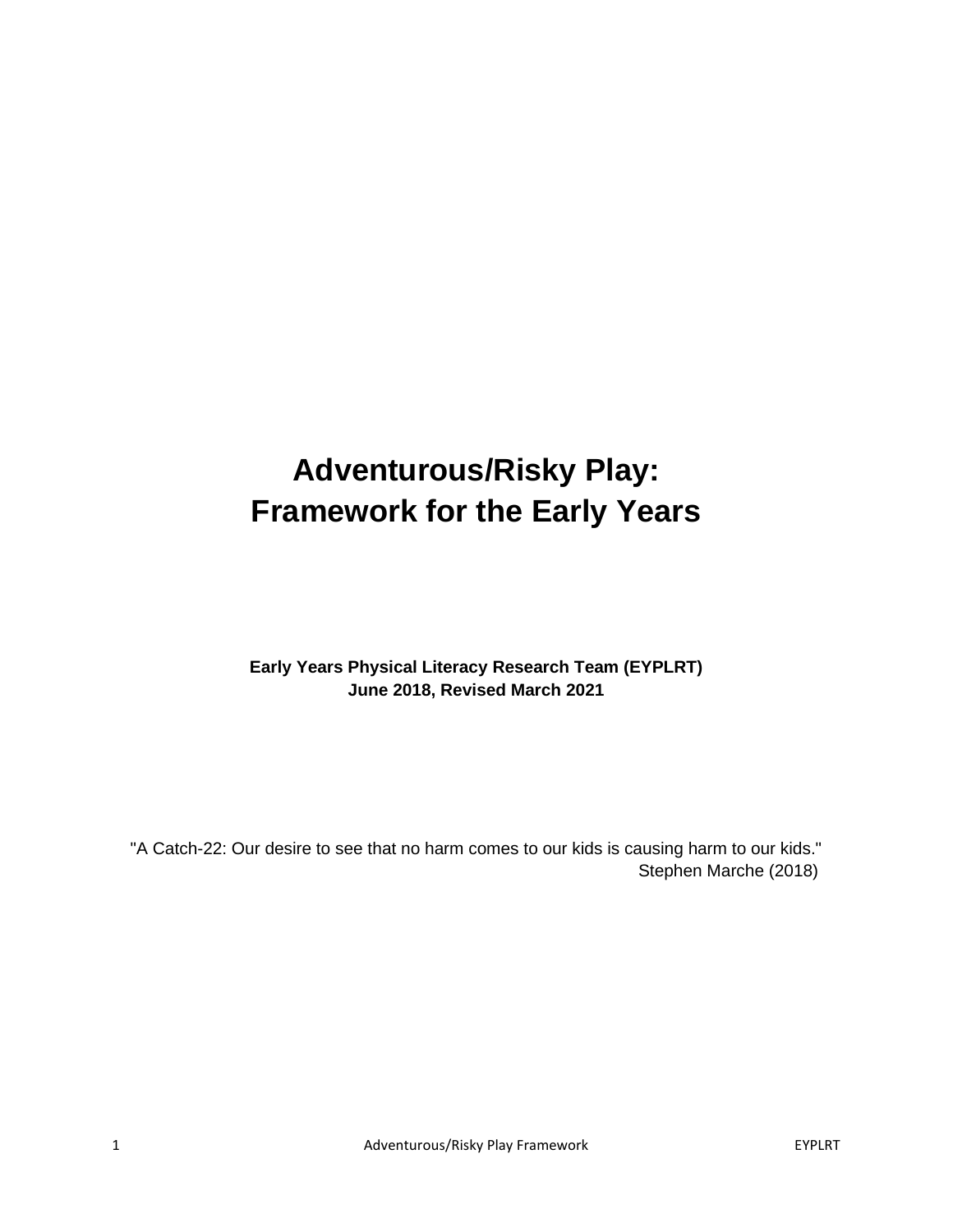# Adventurous/Risky Play: Framework for the Early Years

**Early Years Physical Literacy Research Team (EYPLRT)**
**June 2018, Revised March 2021**

"A Catch-22: Our desire to see that no harm comes to our kids is causing harm to our kids."
Stephen Marche (2018)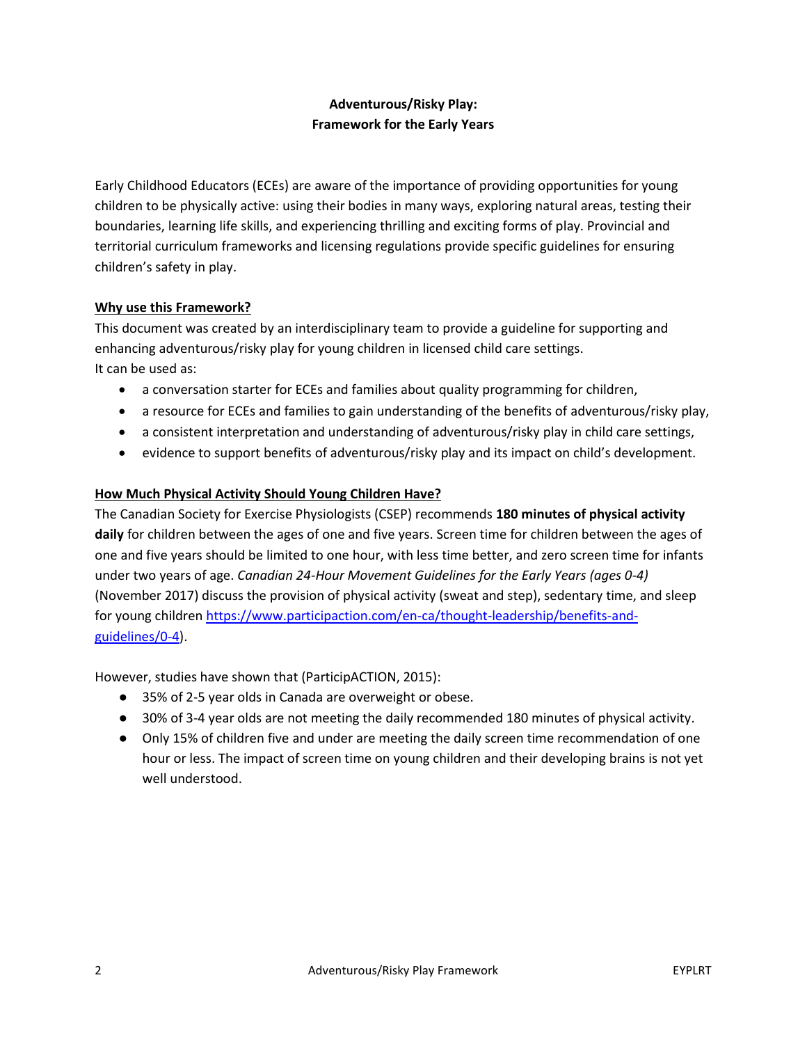# Adventurous/Risky Play: Framework for the Early Years

Early Childhood Educators (ECEs) are aware of the importance of providing opportunities for young children to be physically active: using their bodies in many ways, exploring natural areas, testing their boundaries, learning life skills, and experiencing thrilling and exciting forms of play. Provincial and territorial curriculum frameworks and licensing regulations provide specific guidelines for ensuring children's safety in play.

## Why use this Framework?

This document was created by an interdisciplinary team to provide a guideline for supporting and enhancing adventurous/risky play for young children in licensed child care settings.
It can be used as:

- a conversation starter for ECEs and families about quality programming for children,
- a resource for ECEs and families to gain understanding of the benefits of adventurous/risky play,
- a consistent interpretation and understanding of adventurous/risky play in child care settings,
- evidence to support benefits of adventurous/risky play and its impact on child's development.

## How Much Physical Activity Should Young Children Have?

The Canadian Society for Exercise Physiologists (CSEP) recommends **180 minutes of physical activity daily** for children between the ages of one and five years. Screen time for children between the ages of one and five years should be limited to one hour, with less time better, and zero screen time for infants under two years of age. *Canadian 24-Hour Movement Guidelines for the Early Years (ages 0-4)* (November 2017) discuss the provision of physical activity (sweat and step), sedentary time, and sleep for young children [https://www.participaction.com/en-ca/thought-leadership/benefits-and-guidelines/0-4](https://www.participaction.com/en-ca/thought-leadership/benefits-and-guidelines/0-4)).

However, studies have shown that (ParticipACTION, 2015):

- 35% of 2-5 year olds in Canada are overweight or obese.
- 30% of 3-4 year olds are not meeting the daily recommended 180 minutes of physical activity.
- Only 15% of children five and under are meeting the daily screen time recommendation of one hour or less. The impact of screen time on young children and their developing brains is not yet well understood.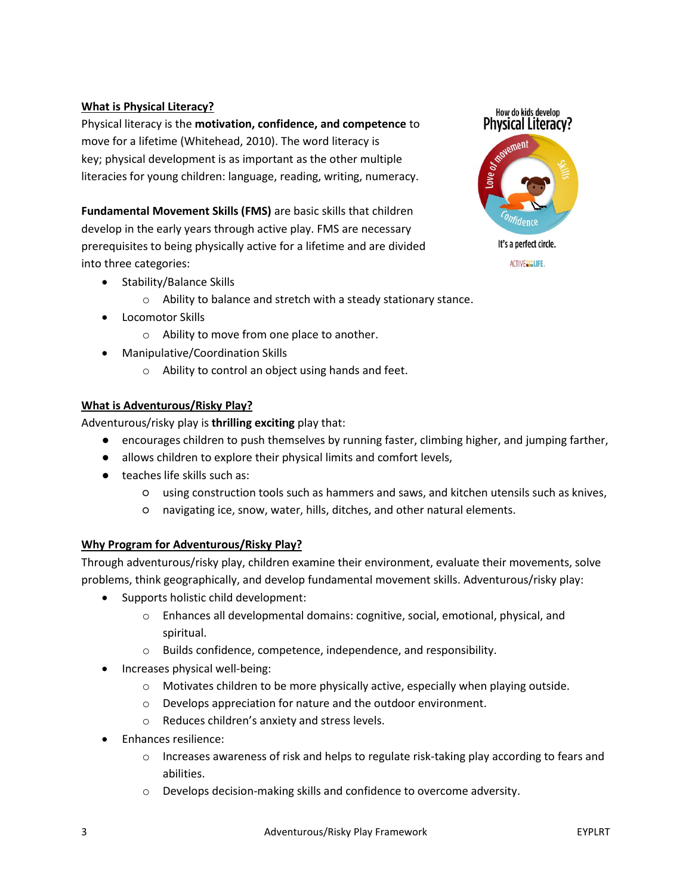## What is Physical Literacy?

Physical literacy is the **motivation, confidence, and competence** to move for a lifetime (Whitehead, 2010). The word literacy is key; physical development is as important as the other multiple literacies for young children: language, reading, writing, numeracy.

How do kids develop Physical Literacy?

Love of movement · Skills · Confidence

It's a perfect circle.

ACTIVE FOR LIFE.

**Fundamental Movement Skills (FMS)** are basic skills that children develop in the early years through active play. FMS are necessary prerequisites to being physically active for a lifetime and are divided into three categories:

- Stability/Balance Skills
  - Ability to balance and stretch with a steady stationary stance.
- Locomotor Skills
  - Ability to move from one place to another.
- Manipulative/Coordination Skills
  - Ability to control an object using hands and feet.

## What is Adventurous/Risky Play?

Adventurous/risky play is **thrilling exciting** play that:

- encourages children to push themselves by running faster, climbing higher, and jumping farther,
- allows children to explore their physical limits and comfort levels,
- teaches life skills such as:
  - using construction tools such as hammers and saws, and kitchen utensils such as knives,
  - navigating ice, snow, water, hills, ditches, and other natural elements.

## Why Program for Adventurous/Risky Play?

Through adventurous/risky play, children examine their environment, evaluate their movements, solve problems, think geographically, and develop fundamental movement skills. Adventurous/risky play:

- Supports holistic child development:
  - Enhances all developmental domains: cognitive, social, emotional, physical, and spiritual.
  - Builds confidence, competence, independence, and responsibility.
- Increases physical well-being:
  - Motivates children to be more physically active, especially when playing outside.
  - Develops appreciation for nature and the outdoor environment.
  - Reduces children's anxiety and stress levels.
- Enhances resilience:
  - Increases awareness of risk and helps to regulate risk-taking play according to fears and abilities.
  - Develops decision-making skills and confidence to overcome adversity.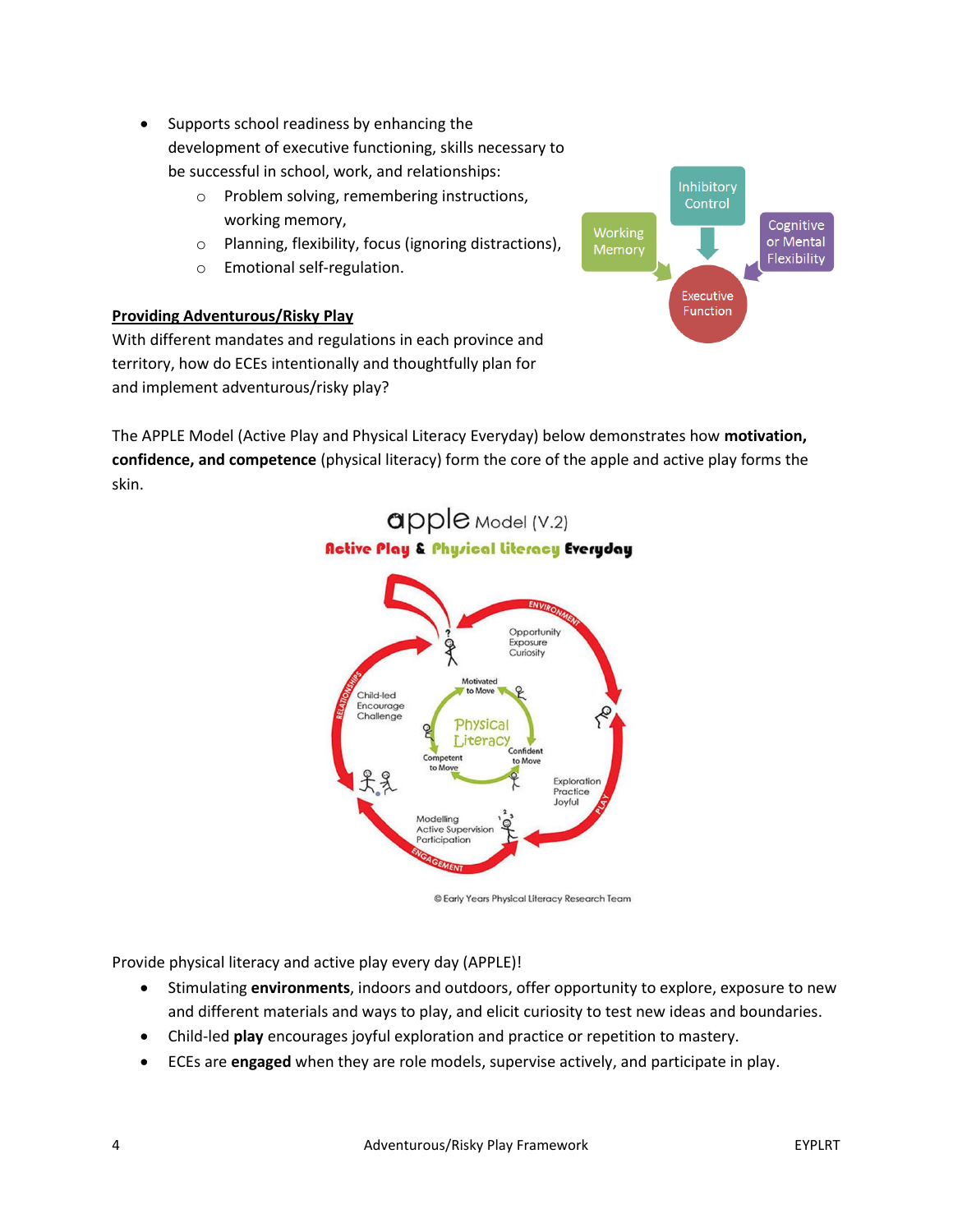- Supports school readiness by enhancing the development of executive functioning, skills necessary to be successful in school, work, and relationships:
  - Problem solving, remembering instructions, working memory,
  - Planning, flexibility, focus (ignoring distractions),
  - Emotional self-regulation.

**Providing Adventurous/Risky Play**

With different mandates and regulations in each province and territory, how do ECEs intentionally and thoughtfully plan for and implement adventurous/risky play?

The APPLE Model (Active Play and Physical Literacy Everyday) below demonstrates how **motivation, confidence, and competence** (physical literacy) form the core of the apple and active play forms the skin.

Provide physical literacy and active play every day (APPLE)!

- Stimulating **environments**, indoors and outdoors, offer opportunity to explore, exposure to new and different materials and ways to play, and elicit curiosity to test new ideas and boundaries.
- Child-led **play** encourages joyful exploration and practice or repetition to mastery.
- ECEs are **engaged** when they are role models, supervise actively, and participate in play.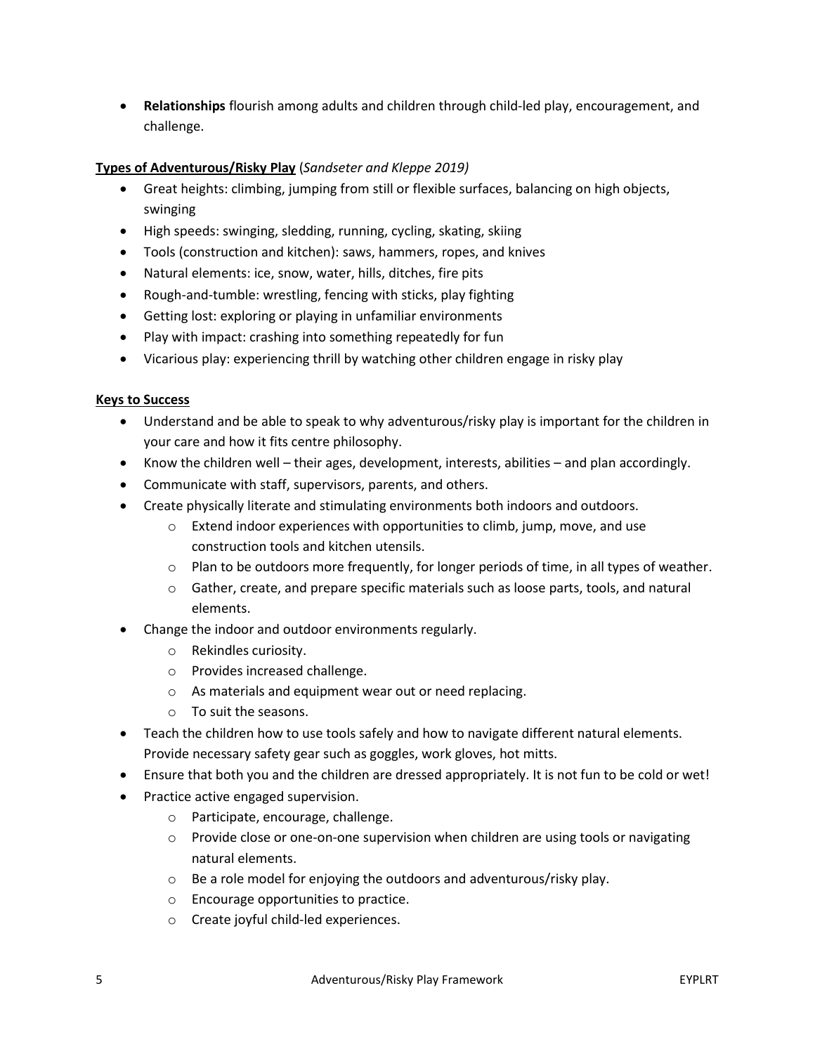- **Relationships** flourish among adults and children through child-led play, encouragement, and challenge.

**Types of Adventurous/Risky Play** (*Sandseter and Kleppe 2019)*

- Great heights: climbing, jumping from still or flexible surfaces, balancing on high objects, swinging
- High speeds: swinging, sledding, running, cycling, skating, skiing
- Tools (construction and kitchen): saws, hammers, ropes, and knives
- Natural elements: ice, snow, water, hills, ditches, fire pits
- Rough-and-tumble: wrestling, fencing with sticks, play fighting
- Getting lost: exploring or playing in unfamiliar environments
- Play with impact: crashing into something repeatedly for fun
- Vicarious play: experiencing thrill by watching other children engage in risky play

**Keys to Success**

- Understand and be able to speak to why adventurous/risky play is important for the children in your care and how it fits centre philosophy.
- Know the children well – their ages, development, interests, abilities – and plan accordingly.
- Communicate with staff, supervisors, parents, and others.
- Create physically literate and stimulating environments both indoors and outdoors.
  - Extend indoor experiences with opportunities to climb, jump, move, and use construction tools and kitchen utensils.
  - Plan to be outdoors more frequently, for longer periods of time, in all types of weather.
  - Gather, create, and prepare specific materials such as loose parts, tools, and natural elements.
- Change the indoor and outdoor environments regularly.
  - Rekindles curiosity.
  - Provides increased challenge.
  - As materials and equipment wear out or need replacing.
  - To suit the seasons.
- Teach the children how to use tools safely and how to navigate different natural elements. Provide necessary safety gear such as goggles, work gloves, hot mitts.
- Ensure that both you and the children are dressed appropriately. It is not fun to be cold or wet!
- Practice active engaged supervision.
  - Participate, encourage, challenge.
  - Provide close or one-on-one supervision when children are using tools or navigating natural elements.
  - Be a role model for enjoying the outdoors and adventurous/risky play.
  - Encourage opportunities to practice.
  - Create joyful child-led experiences.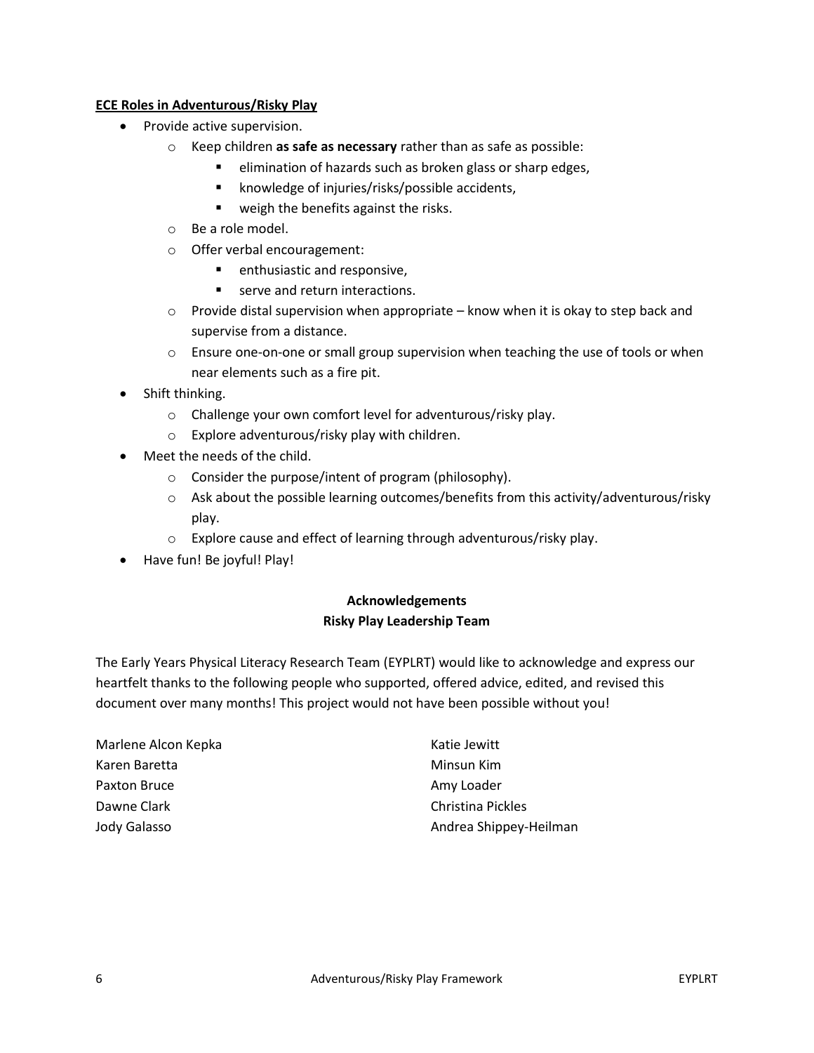**ECE Roles in Adventurous/Risky Play**

- Provide active supervision.
    - Keep children **as safe as necessary** rather than as safe as possible:
        - elimination of hazards such as broken glass or sharp edges,
        - knowledge of injuries/risks/possible accidents,
        - weigh the benefits against the risks.
    - Be a role model.
    - Offer verbal encouragement:
        - enthusiastic and responsive,
        - serve and return interactions.
    - Provide distal supervision when appropriate – know when it is okay to step back and supervise from a distance.
    - Ensure one-on-one or small group supervision when teaching the use of tools or when near elements such as a fire pit.
- Shift thinking.
    - Challenge your own comfort level for adventurous/risky play.
    - Explore adventurous/risky play with children.
- Meet the needs of the child.
    - Consider the purpose/intent of program (philosophy).
    - Ask about the possible learning outcomes/benefits from this activity/adventurous/risky play.
    - Explore cause and effect of learning through adventurous/risky play.
- Have fun! Be joyful! Play!

## Acknowledgements

### Risky Play Leadership Team

The Early Years Physical Literacy Research Team (EYPLRT) would like to acknowledge and express our heartfelt thanks to the following people who supported, offered advice, edited, and revised this document over many months! This project would not have been possible without you!

Marlene Alcon Kepka
Karen Baretta
Paxton Bruce
Dawne Clark
Jody Galasso
Katie Jewitt
Minsun Kim
Amy Loader
Christina Pickles
Andrea Shippey-Heilman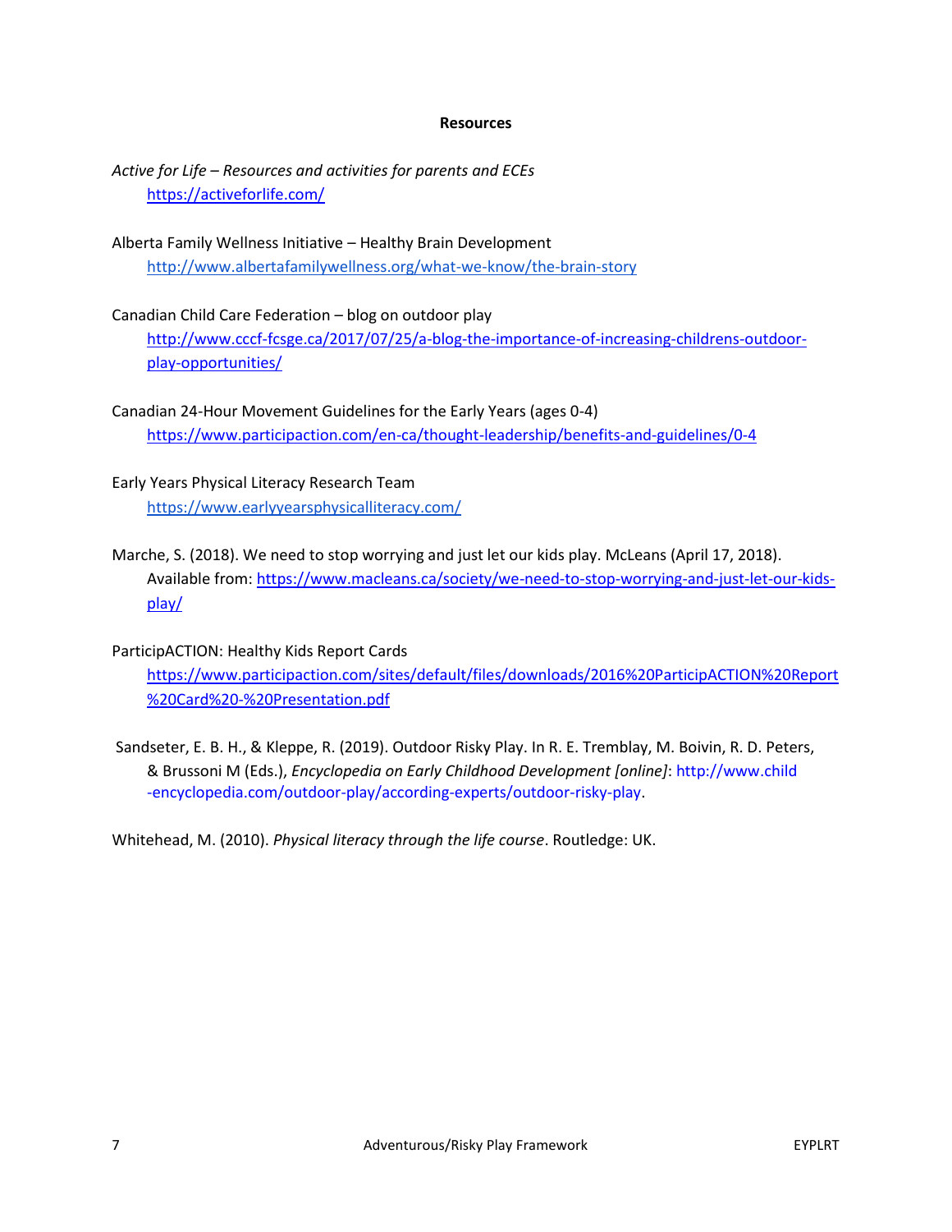**Resources**

*Active for Life – Resources and activities for parents and ECEs*
https://activeforlife.com/

Alberta Family Wellness Initiative – Healthy Brain Development
http://www.albertafamilywellness.org/what-we-know/the-brain-story

Canadian Child Care Federation – blog on outdoor play
http://www.cccf-fcsge.ca/2017/07/25/a-blog-the-importance-of-increasing-childrens-outdoor-play-opportunities/

Canadian 24-Hour Movement Guidelines for the Early Years (ages 0-4)
https://www.participaction.com/en-ca/thought-leadership/benefits-and-guidelines/0-4

Early Years Physical Literacy Research Team
https://www.earlyyearsphysicalliteracy.com/

Marche, S. (2018). We need to stop worrying and just let our kids play. McLeans (April 17, 2018). Available from: https://www.macleans.ca/society/we-need-to-stop-worrying-and-just-let-our-kids-play/

ParticipACTION: Healthy Kids Report Cards
https://www.participaction.com/sites/default/files/downloads/2016%20ParticipACTION%20Report%20Card%20-%20Presentation.pdf

Sandseter, E. B. H., & Kleppe, R. (2019). Outdoor Risky Play. In R. E. Tremblay, M. Boivin, R. D. Peters, & Brussoni M (Eds.), *Encyclopedia on Early Childhood Development [online]*: http://www.child-encyclopedia.com/outdoor-play/according-experts/outdoor-risky-play.

Whitehead, M. (2010). *Physical literacy through the life course*. Routledge: UK.